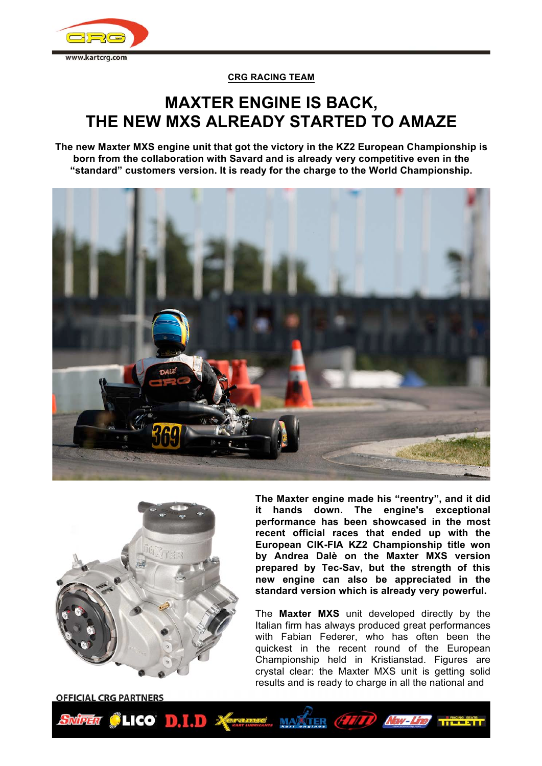**CRG RACING TEAM**

# MAXTER ENGINE IS BACK, THE NEW MXS ALREADY STARTED TO AMAZE

**The new Maxter MXS engine unit that got the victory in the KZ2 European Championship is born from the collaboration with Savard and is already very competitive even in the "standard" customers version. It is ready for the charge to the World Championship.**

**The Maxter engine made his "reentry", and it did it hands down. The engine's exceptional performance has been showcased in the most recent official races that ended up with the European CIK-FIA KZ2 Championship title won by Andrea Dalè on the Maxter MXS version prepared by Tec-Sav, but the strength of this new engine can also be appreciated in the standard version which is already very powerful.**

The **Maxter MXS** unit developed directly by the Italian firm has always produced great performances with Fabian Federer, who has often been the quickest in the recent round of the European Championship held in Kristianstad. Figures are crystal clear: the Maxter MXS unit is getting solid results and is ready to charge in all the national and

OFFICIAL CRG PARTNERS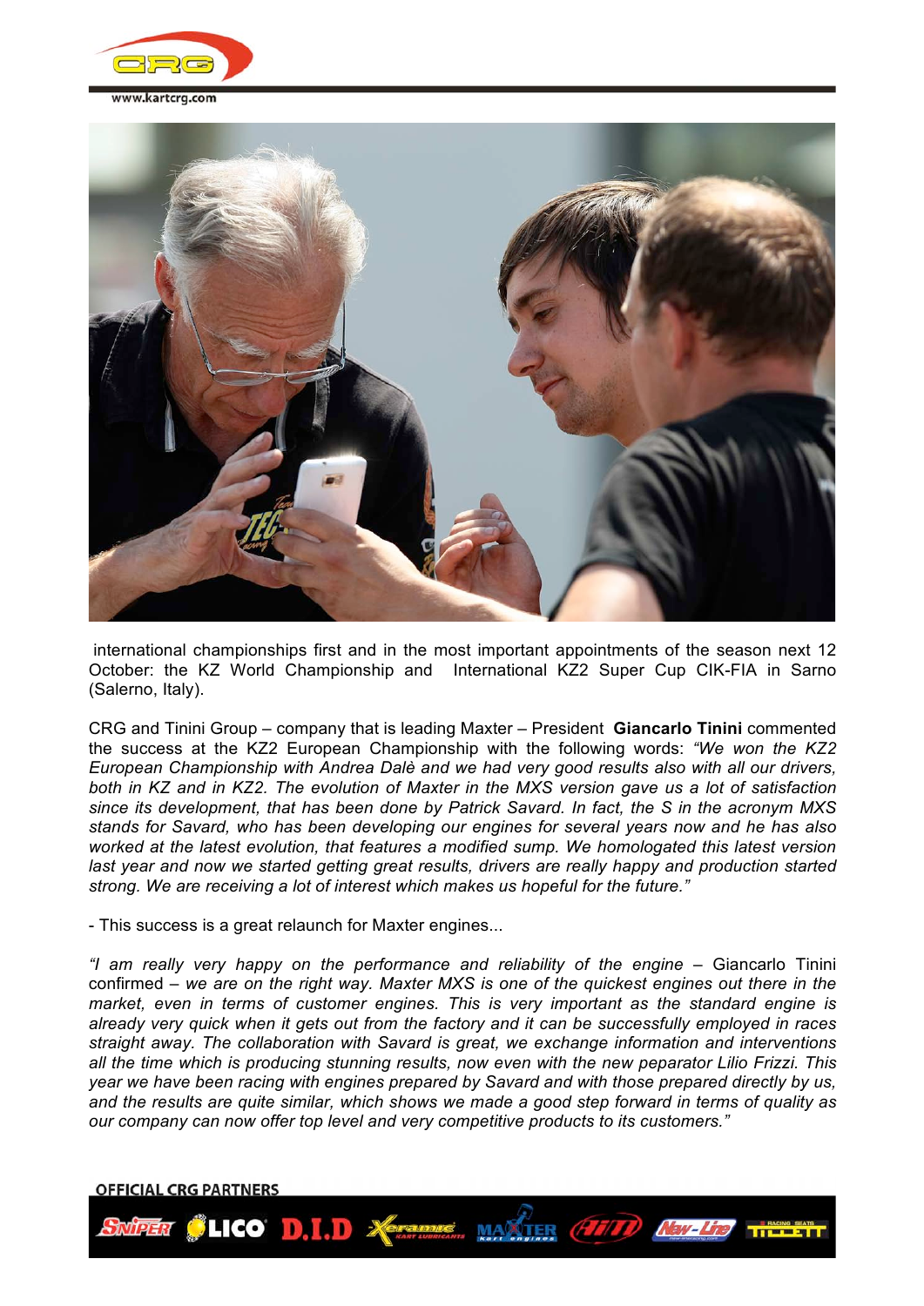international championships first and in the most important appointments of the season next 12 October: the KZ World Championship and International KZ2 Super Cup CIK-FIA in Sarno (Salerno, Italy).

CRG and Tinini Group – company that is leading Maxter – President **Giancarlo Tinini** commented the success at the KZ2 European Championship with the following words: *"We won the KZ2 European Championship with Andrea Dalè and we had very good results also with all our drivers, both in KZ and in KZ2. The evolution of Maxter in the MXS version gave us a lot of satisfaction since its development, that has been done by Patrick Savard. In fact, the S in the acronym MXS stands for Savard, who has been developing our engines for several years now and he has also worked at the latest evolution, that features a modified sump. We homologated this latest version last year and now we started getting great results, drivers are really happy and production started strong. We are receiving a lot of interest which makes us hopeful for the future."*

- This success is a great relaunch for Maxter engines...

*"I am really very happy on the performance and reliability of the engine* – Giancarlo Tinini confirmed – *we are on the right way. Maxter MXS is one of the quickest engines out there in the market, even in terms of customer engines. This is very important as the standard engine is already very quick when it gets out from the factory and it can be successfully employed in races straight away. The collaboration with Savard is great, we exchange information and interventions all the time which is producing stunning results, now even with the new peparator Lilio Frizzi. This year we have been racing with engines prepared by Savard and with those prepared directly by us, and the results are quite similar, which shows we made a good step forward in terms of quality as our company can now offer top level and very competitive products to its customers."*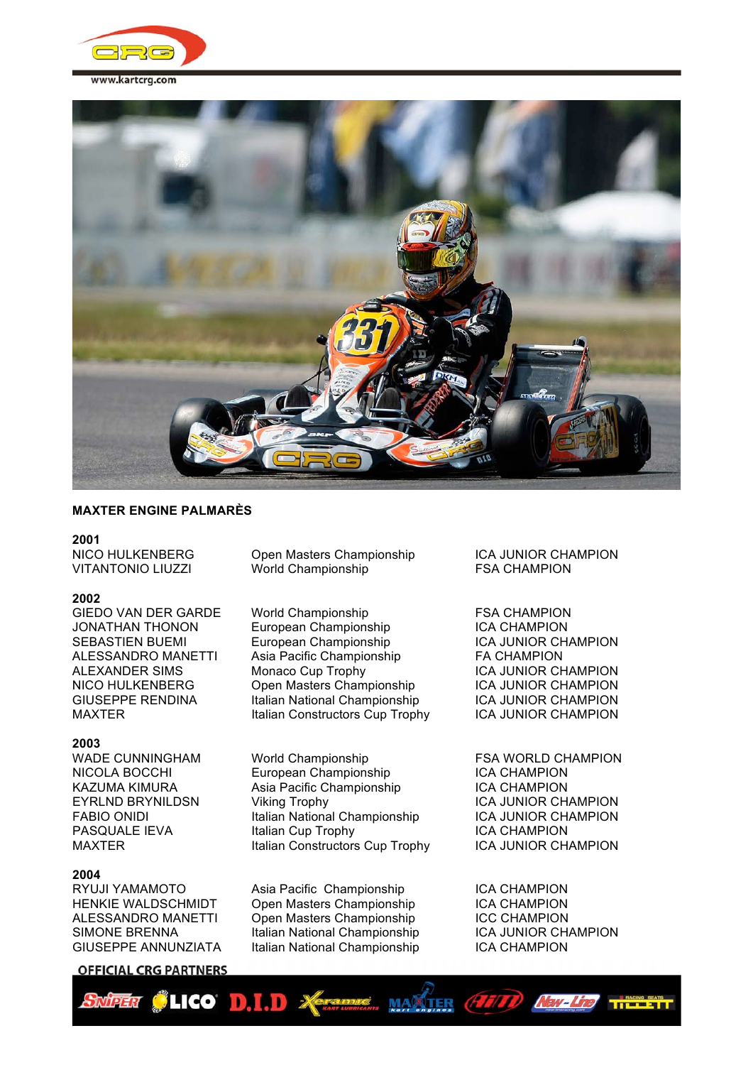## MAXTER ENGINE PALMARÈS

### 2001

| | | |
|---|---|---|
| NICO HULKENBERG | Open Masters Championship | ICA JUNIOR CHAMPION |
| VITANTONIO LIUZZI | World Championship | FSA CHAMPION |

### 2002

| | | |
|---|---|---|
| GIEDO VAN DER GARDE | World Championship | FSA CHAMPION |
| JONATHAN THONON | European Championship | ICA CHAMPION |
| SEBASTIEN BUEMI | European Championship | ICA JUNIOR CHAMPION |
| ALESSANDRO MANETTI | Asia Pacific Championship | FA CHAMPION |
| ALEXANDER SIMS | Monaco Cup Trophy | ICA JUNIOR CHAMPION |
| NICO HULKENBERG | Open Masters Championship | ICA JUNIOR CHAMPION |
| GIUSEPPE RENDINA | Italian National Championship | ICA JUNIOR CHAMPION |
| MAXTER | Italian Constructors Cup Trophy | ICA JUNIOR CHAMPION |

### 2003

| | | |
|---|---|---|
| WADE CUNNINGHAM | World Championship | FSA WORLD CHAMPION |
| NICOLA BOCCHI | European Championship | ICA CHAMPION |
| KAZUMA KIMURA | Asia Pacific Championship | ICA CHAMPION |
| EYRLND BRYNILDSN | Viking Trophy | ICA JUNIOR CHAMPION |
| FABIO ONIDI | Italian National Championship | ICA JUNIOR CHAMPION |
| PASQUALE IEVA | Italian Cup Trophy | ICA CHAMPION |
| MAXTER | Italian Constructors Cup Trophy | ICA JUNIOR CHAMPION |

### 2004

| | | |
|---|---|---|
| RYUJI YAMAMOTO | Asia Pacific Championship | ICA CHAMPION |
| HENKIE WALDSCHMIDT | Open Masters Championship | ICA CHAMPION |
| ALESSANDRO MANETTI | Open Masters Championship | ICC CHAMPION |
| SIMONE BRENNA | Italian National Championship | ICA JUNIOR CHAMPION |
| GIUSEPPE ANNUNZIATA | Italian National Championship | ICA CHAMPION |

OFFICIAL CRG PARTNERS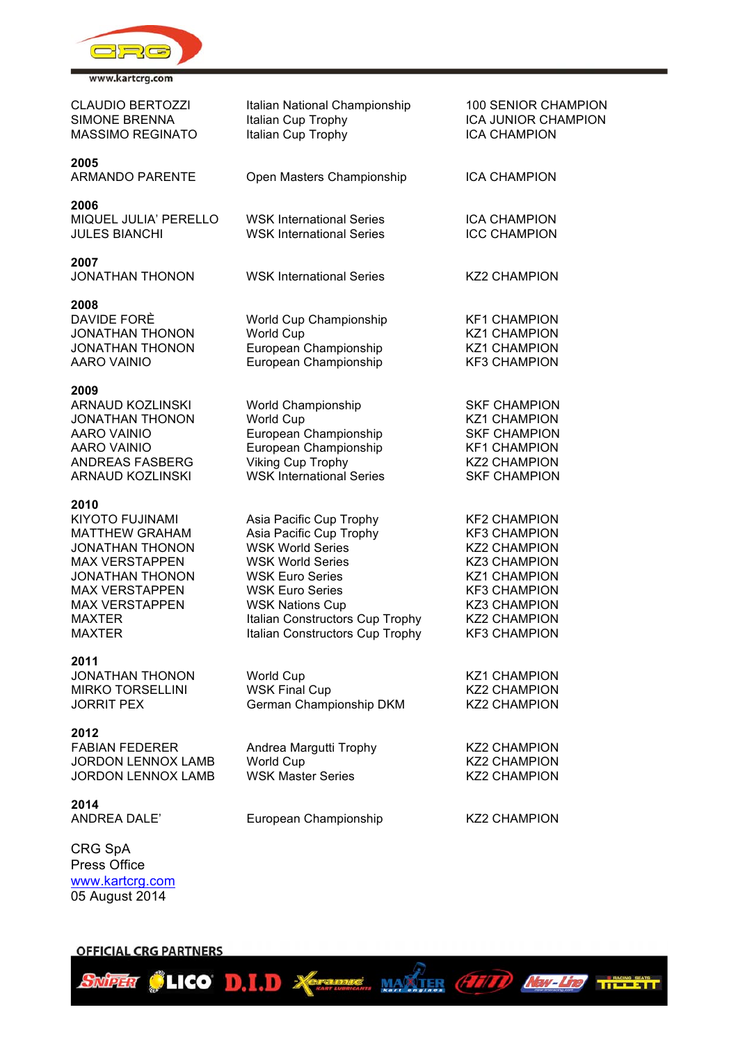| | | |
|---|---|---|
| CLAUDIO BERTOZZI | Italian National Championship | 100 SENIOR CHAMPION |
| SIMONE BRENNA | Italian Cup Trophy | ICA JUNIOR CHAMPION |
| MASSIMO REGINATO | Italian Cup Trophy | ICA CHAMPION |
| **2005** | | |
| ARMANDO PARENTE | Open Masters Championship | ICA CHAMPION |
| **2006** | | |
| MIQUEL JULIA' PERELLO | WSK International Series | ICA CHAMPION |
| JULES BIANCHI | WSK International Series | ICC CHAMPION |
| **2007** | | |
| JONATHAN THONON | WSK International Series | KZ2 CHAMPION |
| **2008** | | |
| DAVIDE FORÈ | World Cup Championship | KF1 CHAMPION |
| JONATHAN THONON | World Cup | KZ1 CHAMPION |
| JONATHAN THONON | European Championship | KZ1 CHAMPION |
| AARO VAINIO | European Championship | KF3 CHAMPION |
| **2009** | | |
| ARNAUD KOZLINSKI | World Championship | SKF CHAMPION |
| JONATHAN THONON | World Cup | KZ1 CHAMPION |
| AARO VAINIO | European Championship | SKF CHAMPION |
| AARO VAINIO | European Championship | KF1 CHAMPION |
| ANDREAS FASBERG | Viking Cup Trophy | KZ2 CHAMPION |
| ARNAUD KOZLINSKI | WSK International Series | SKF CHAMPION |
| **2010** | | |
| KIYOTO FUJINAMI | Asia Pacific Cup Trophy | KF2 CHAMPION |
| MATTHEW GRAHAM | Asia Pacific Cup Trophy | KF3 CHAMPION |
| JONATHAN THONON | WSK World Series | KZ2 CHAMPION |
| MAX VERSTAPPEN | WSK World Series | KZ3 CHAMPION |
| JONATHAN THONON | WSK Euro Series | KZ1 CHAMPION |
| MAX VERSTAPPEN | WSK Euro Series | KF3 CHAMPION |
| MAX VERSTAPPEN | WSK Nations Cup | KZ3 CHAMPION |
| MAXTER | Italian Constructors Cup Trophy | KZ2 CHAMPION |
| MAXTER | Italian Constructors Cup Trophy | KF3 CHAMPION |
| **2011** | | |
| JONATHAN THONON | World Cup | KZ1 CHAMPION |
| MIRKO TORSELLINI | WSK Final Cup | KZ2 CHAMPION |
| JORRIT PEX | German Championship DKM | KZ2 CHAMPION |
| **2012** | | |
| FABIAN FEDERER | Andrea Margutti Trophy | KZ2 CHAMPION |
| JORDON LENNOX LAMB | World Cup | KZ2 CHAMPION |
| JORDON LENNOX LAMB | WSK Master Series | KZ2 CHAMPION |
| **2014** | | |
| ANDREA DALE' | European Championship | KZ2 CHAMPION |

CRG SpA
Press Office
www.kartcrg.com
05 August 2014

OFFICIAL CRG PARTNERS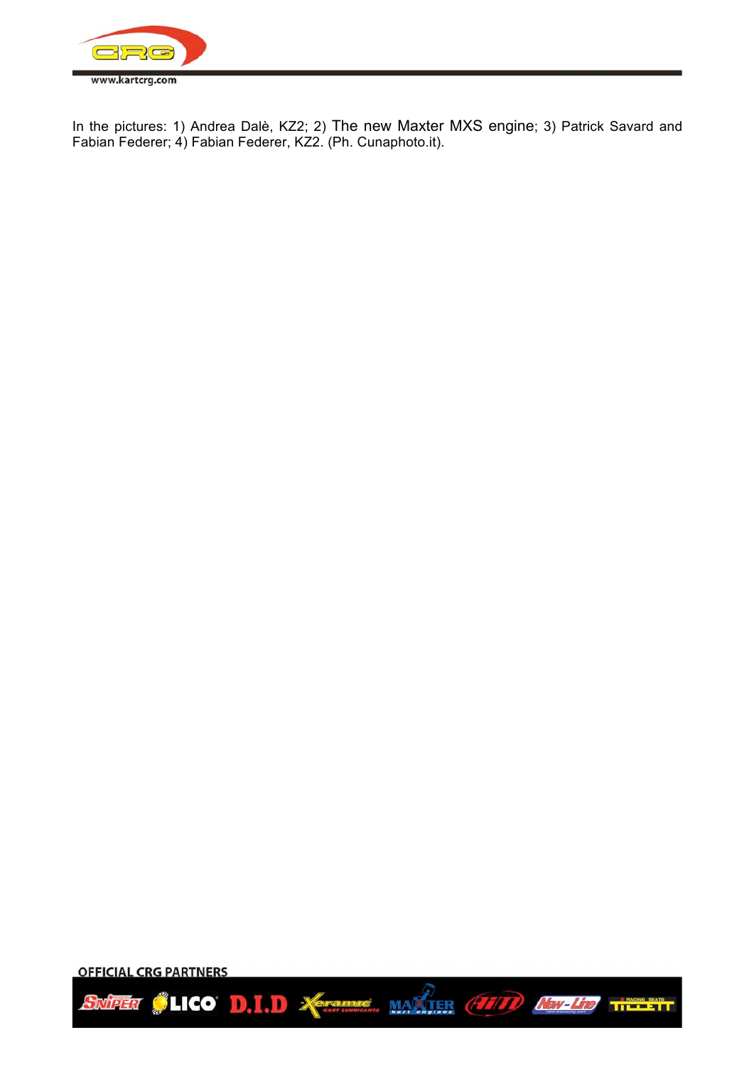In the pictures: 1) Andrea Dalè, KZ2; 2) The new Maxter MXS engine; 3) Patrick Savard and Fabian Federer; 4) Fabian Federer, KZ2. (Ph. Cunaphoto.it).